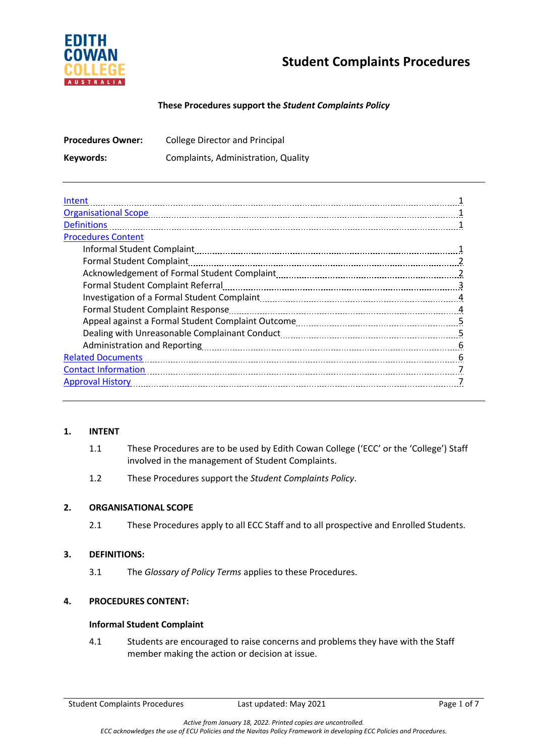# Student Complaints Procedures

**These Procedures support the *Student Complaints Policy***

**Procedures Owner:** College Director and Principal

**Keywords:** Complaints, Administration, Quality

---

- Intent ........ 1
- Organisational Scope ........ 1
- Definitions ........ 1
- Procedures Content
  - Informal Student Complaint ........ 1
  - Formal Student Complaint ........ 2
  - Acknowledgement of Formal Student Complaint ........ 2
  - Formal Student Complaint Referral ........ 3
  - Investigation of a Formal Student Complaint ........ 4
  - Formal Student Complaint Response ........ 4
  - Appeal against a Formal Student Complaint Outcome ........ 5
  - Dealing with Unreasonable Complainant Conduct ........ 5
  - Administration and Reporting ........ 6
- Related Documents ........ 6
- Contact Information ........ 7
- Approval History ........ 7

---

## 1. INTENT

1.1 These Procedures are to be used by Edith Cowan College ('ECC' or the 'College') Staff involved in the management of Student Complaints.

1.2 These Procedures support the *Student Complaints Policy*.

## 2. ORGANISATIONAL SCOPE

2.1 These Procedures apply to all ECC Staff and to all prospective and Enrolled Students.

## 3. DEFINITIONS:

3.1 The *Glossary of Policy Terms* applies to these Procedures.

## 4. PROCEDURES CONTENT:

### Informal Student Complaint

4.1 Students are encouraged to raise concerns and problems they have with the Staff member making the action or decision at issue.

*Active from January 18, 2022. Printed copies are uncontrolled.*
*ECC acknowledges the use of ECU Policies and the Navitas Policy Framework in developing ECC Policies and Procedures.*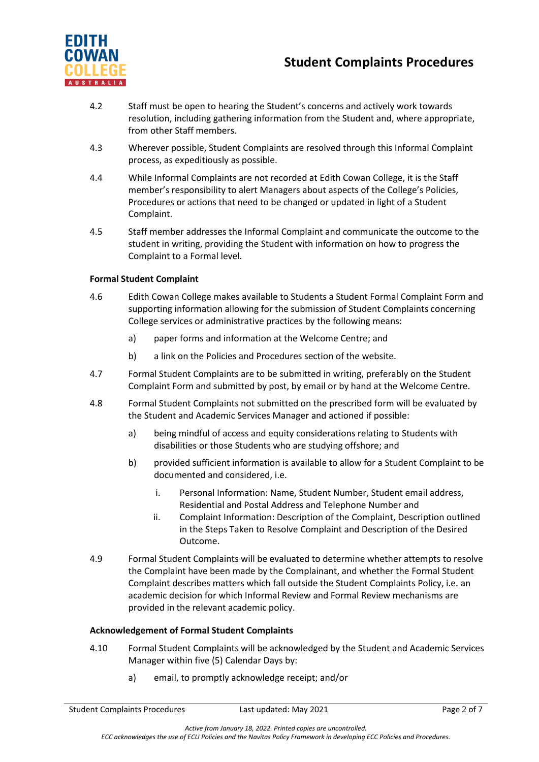4.2 Staff must be open to hearing the Student's concerns and actively work towards resolution, including gathering information from the Student and, where appropriate, from other Staff members.

4.3 Wherever possible, Student Complaints are resolved through this Informal Complaint process, as expeditiously as possible.

4.4 While Informal Complaints are not recorded at Edith Cowan College, it is the Staff member's responsibility to alert Managers about aspects of the College's Policies, Procedures or actions that need to be changed or updated in light of a Student Complaint.

4.5 Staff member addresses the Informal Complaint and communicate the outcome to the student in writing, providing the Student with information on how to progress the Complaint to a Formal level.

**Formal Student Complaint**

4.6 Edith Cowan College makes available to Students a Student Formal Complaint Form and supporting information allowing for the submission of Student Complaints concerning College services or administrative practices by the following means:

a) paper forms and information at the Welcome Centre; and

b) a link on the Policies and Procedures section of the website.

4.7 Formal Student Complaints are to be submitted in writing, preferably on the Student Complaint Form and submitted by post, by email or by hand at the Welcome Centre.

4.8 Formal Student Complaints not submitted on the prescribed form will be evaluated by the Student and Academic Services Manager and actioned if possible:

a) being mindful of access and equity considerations relating to Students with disabilities or those Students who are studying offshore; and

b) provided sufficient information is available to allow for a Student Complaint to be documented and considered, i.e.

i. Personal Information: Name, Student Number, Student email address, Residential and Postal Address and Telephone Number and

ii. Complaint Information: Description of the Complaint, Description outlined in the Steps Taken to Resolve Complaint and Description of the Desired Outcome.

4.9 Formal Student Complaints will be evaluated to determine whether attempts to resolve the Complaint have been made by the Complainant, and whether the Formal Student Complaint describes matters which fall outside the Student Complaints Policy, i.e. an academic decision for which Informal Review and Formal Review mechanisms are provided in the relevant academic policy.

**Acknowledgement of Formal Student Complaints**

4.10 Formal Student Complaints will be acknowledged by the Student and Academic Services Manager within five (5) Calendar Days by:

a) email, to promptly acknowledge receipt; and/or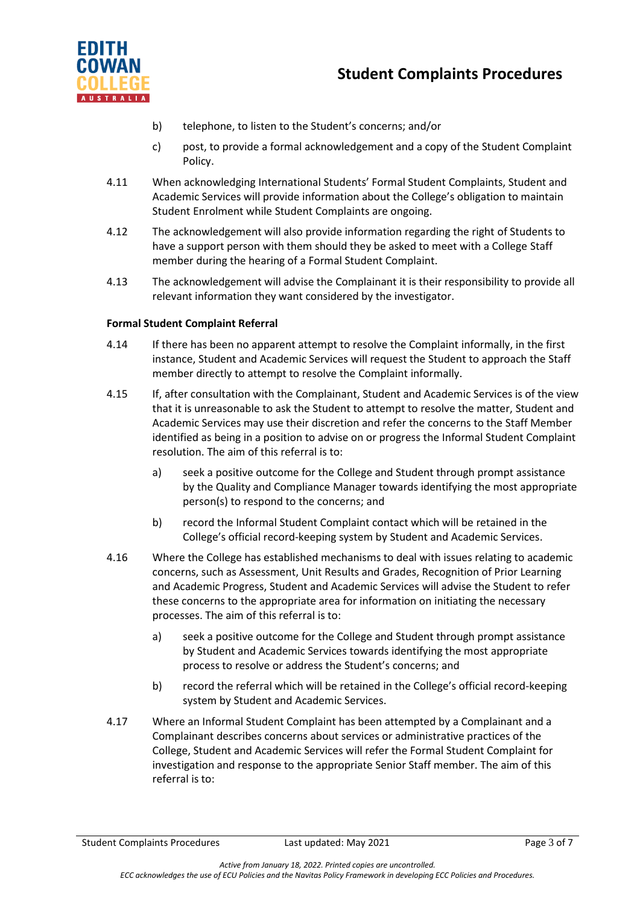b) telephone, to listen to the Student's concerns; and/or

c) post, to provide a formal acknowledgement and a copy of the Student Complaint Policy.

4.11 When acknowledging International Students' Formal Student Complaints, Student and Academic Services will provide information about the College's obligation to maintain Student Enrolment while Student Complaints are ongoing.

4.12 The acknowledgement will also provide information regarding the right of Students to have a support person with them should they be asked to meet with a College Staff member during the hearing of a Formal Student Complaint.

4.13 The acknowledgement will advise the Complainant it is their responsibility to provide all relevant information they want considered by the investigator.

**Formal Student Complaint Referral**

4.14 If there has been no apparent attempt to resolve the Complaint informally, in the first instance, Student and Academic Services will request the Student to approach the Staff member directly to attempt to resolve the Complaint informally.

4.15 If, after consultation with the Complainant, Student and Academic Services is of the view that it is unreasonable to ask the Student to attempt to resolve the matter, Student and Academic Services may use their discretion and refer the concerns to the Staff Member identified as being in a position to advise on or progress the Informal Student Complaint resolution. The aim of this referral is to:

a) seek a positive outcome for the College and Student through prompt assistance by the Quality and Compliance Manager towards identifying the most appropriate person(s) to respond to the concerns; and

b) record the Informal Student Complaint contact which will be retained in the College's official record-keeping system by Student and Academic Services.

4.16 Where the College has established mechanisms to deal with issues relating to academic concerns, such as Assessment, Unit Results and Grades, Recognition of Prior Learning and Academic Progress, Student and Academic Services will advise the Student to refer these concerns to the appropriate area for information on initiating the necessary processes. The aim of this referral is to:

a) seek a positive outcome for the College and Student through prompt assistance by Student and Academic Services towards identifying the most appropriate process to resolve or address the Student's concerns; and

b) record the referral which will be retained in the College's official record-keeping system by Student and Academic Services.

4.17 Where an Informal Student Complaint has been attempted by a Complainant and a Complainant describes concerns about services or administrative practices of the College, Student and Academic Services will refer the Formal Student Complaint for investigation and response to the appropriate Senior Staff member. The aim of this referral is to: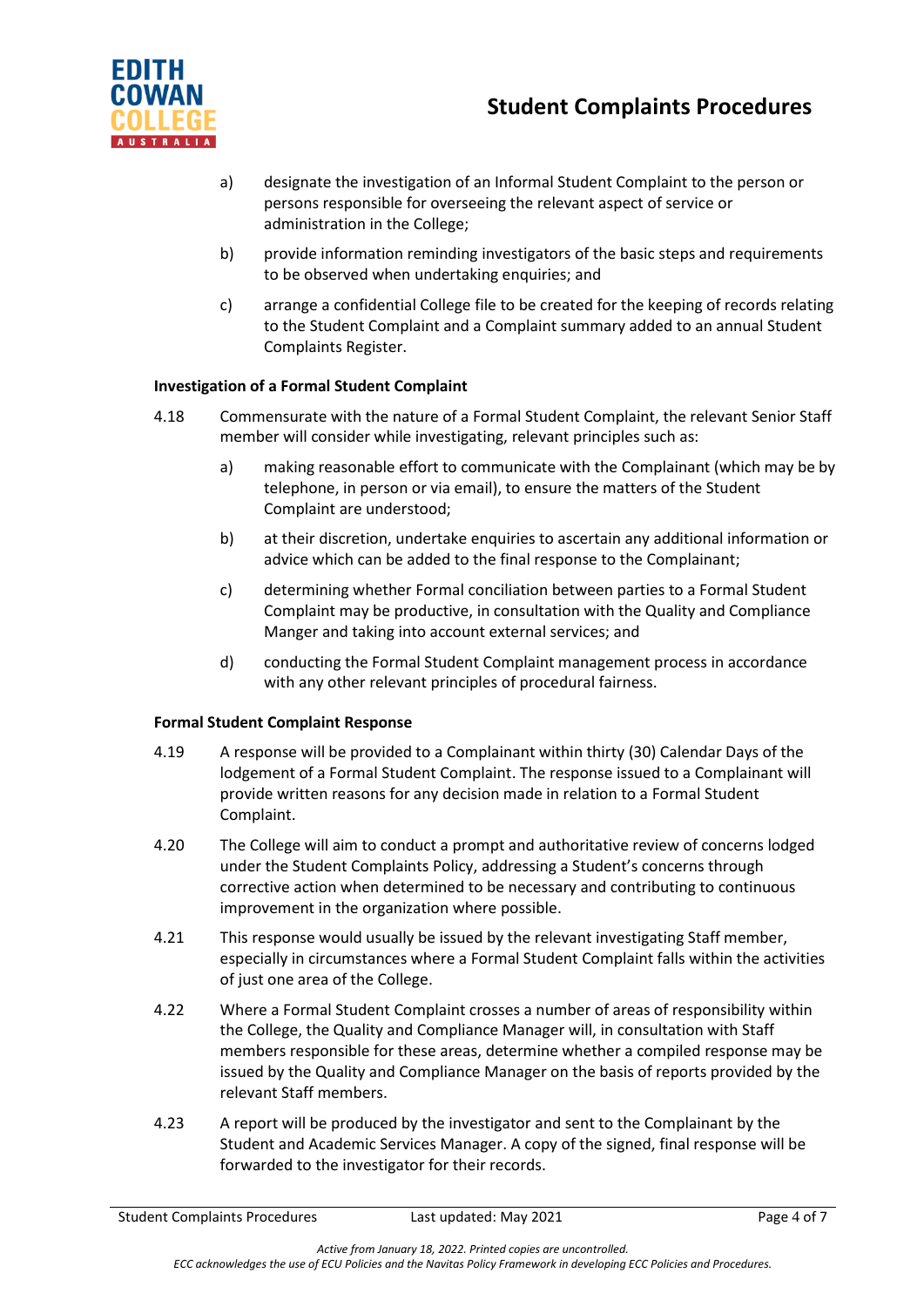a) designate the investigation of an Informal Student Complaint to the person or persons responsible for overseeing the relevant aspect of service or administration in the College;

b) provide information reminding investigators of the basic steps and requirements to be observed when undertaking enquiries; and

c) arrange a confidential College file to be created for the keeping of records relating to the Student Complaint and a Complaint summary added to an annual Student Complaints Register.

**Investigation of a Formal Student Complaint**

4.18 Commensurate with the nature of a Formal Student Complaint, the relevant Senior Staff member will consider while investigating, relevant principles such as:

a) making reasonable effort to communicate with the Complainant (which may be by telephone, in person or via email), to ensure the matters of the Student Complaint are understood;

b) at their discretion, undertake enquiries to ascertain any additional information or advice which can be added to the final response to the Complainant;

c) determining whether Formal conciliation between parties to a Formal Student Complaint may be productive, in consultation with the Quality and Compliance Manger and taking into account external services; and

d) conducting the Formal Student Complaint management process in accordance with any other relevant principles of procedural fairness.

**Formal Student Complaint Response**

4.19 A response will be provided to a Complainant within thirty (30) Calendar Days of the lodgement of a Formal Student Complaint. The response issued to a Complainant will provide written reasons for any decision made in relation to a Formal Student Complaint.

4.20 The College will aim to conduct a prompt and authoritative review of concerns lodged under the Student Complaints Policy, addressing a Student's concerns through corrective action when determined to be necessary and contributing to continuous improvement in the organization where possible.

4.21 This response would usually be issued by the relevant investigating Staff member, especially in circumstances where a Formal Student Complaint falls within the activities of just one area of the College.

4.22 Where a Formal Student Complaint crosses a number of areas of responsibility within the College, the Quality and Compliance Manager will, in consultation with Staff members responsible for these areas, determine whether a compiled response may be issued by the Quality and Compliance Manager on the basis of reports provided by the relevant Staff members.

4.23 A report will be produced by the investigator and sent to the Complainant by the Student and Academic Services Manager. A copy of the signed, final response will be forwarded to the investigator for their records.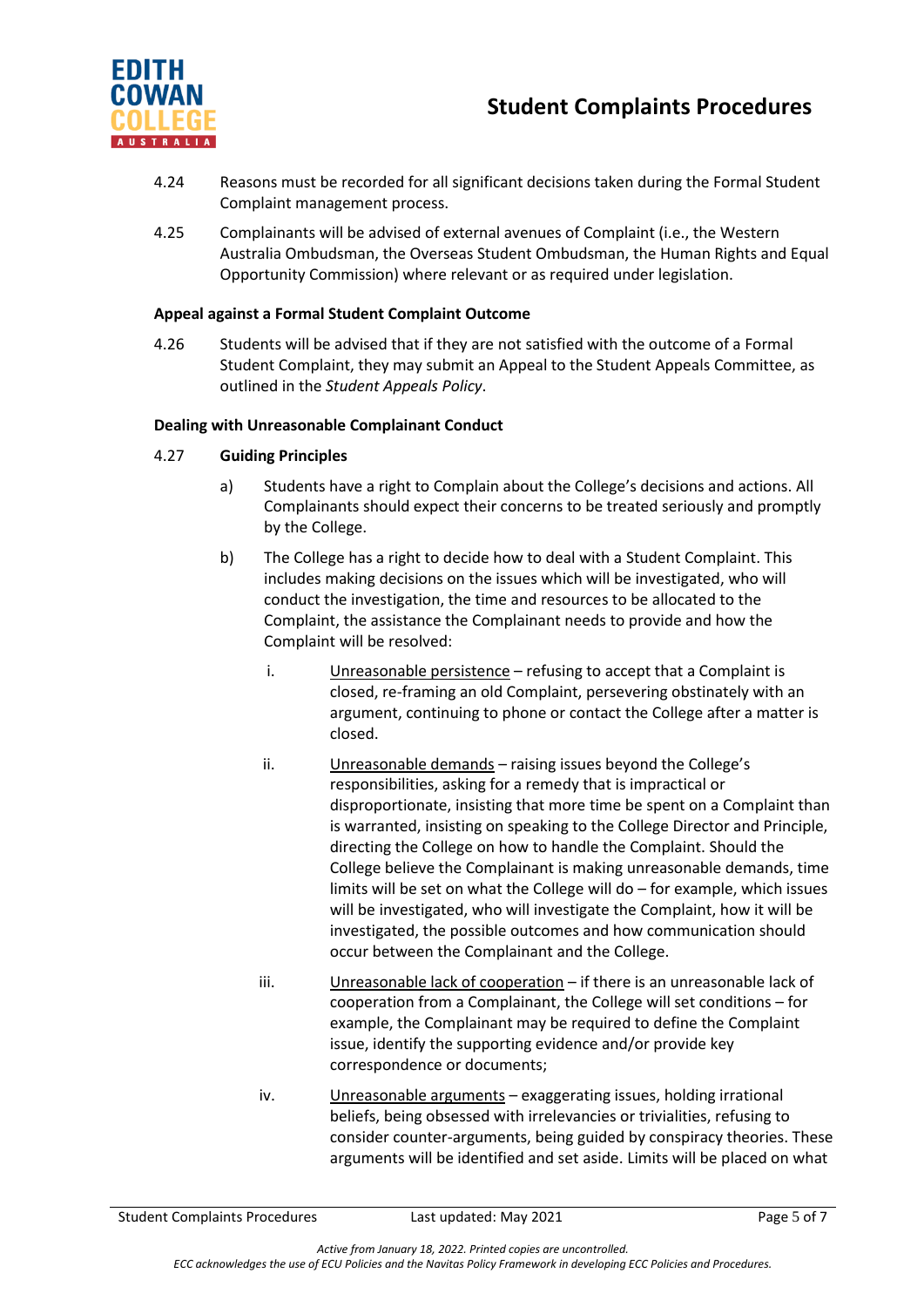4.24 Reasons must be recorded for all significant decisions taken during the Formal Student Complaint management process.

4.25 Complainants will be advised of external avenues of Complaint (i.e., the Western Australia Ombudsman, the Overseas Student Ombudsman, the Human Rights and Equal Opportunity Commission) where relevant or as required under legislation.

**Appeal against a Formal Student Complaint Outcome**

4.26 Students will be advised that if they are not satisfied with the outcome of a Formal Student Complaint, they may submit an Appeal to the Student Appeals Committee, as outlined in the *Student Appeals Policy*.

**Dealing with Unreasonable Complainant Conduct**

4.27 **Guiding Principles**

a) Students have a right to Complain about the College's decisions and actions. All Complainants should expect their concerns to be treated seriously and promptly by the College.

b) The College has a right to decide how to deal with a Student Complaint. This includes making decisions on the issues which will be investigated, who will conduct the investigation, the time and resources to be allocated to the Complaint, the assistance the Complainant needs to provide and how the Complaint will be resolved:

i. <u>Unreasonable persistence</u> – refusing to accept that a Complaint is closed, re-framing an old Complaint, persevering obstinately with an argument, continuing to phone or contact the College after a matter is closed.

ii. <u>Unreasonable demands</u> – raising issues beyond the College's responsibilities, asking for a remedy that is impractical or disproportionate, insisting that more time be spent on a Complaint than is warranted, insisting on speaking to the College Director and Principle, directing the College on how to handle the Complaint. Should the College believe the Complainant is making unreasonable demands, time limits will be set on what the College will do – for example, which issues will be investigated, who will investigate the Complaint, how it will be investigated, the possible outcomes and how communication should occur between the Complainant and the College.

iii. <u>Unreasonable lack of cooperation</u> – if there is an unreasonable lack of cooperation from a Complainant, the College will set conditions – for example, the Complainant may be required to define the Complaint issue, identify the supporting evidence and/or provide key correspondence or documents;

iv. <u>Unreasonable arguments</u> – exaggerating issues, holding irrational beliefs, being obsessed with irrelevancies or trivialities, refusing to consider counter-arguments, being guided by conspiracy theories. These arguments will be identified and set aside. Limits will be placed on what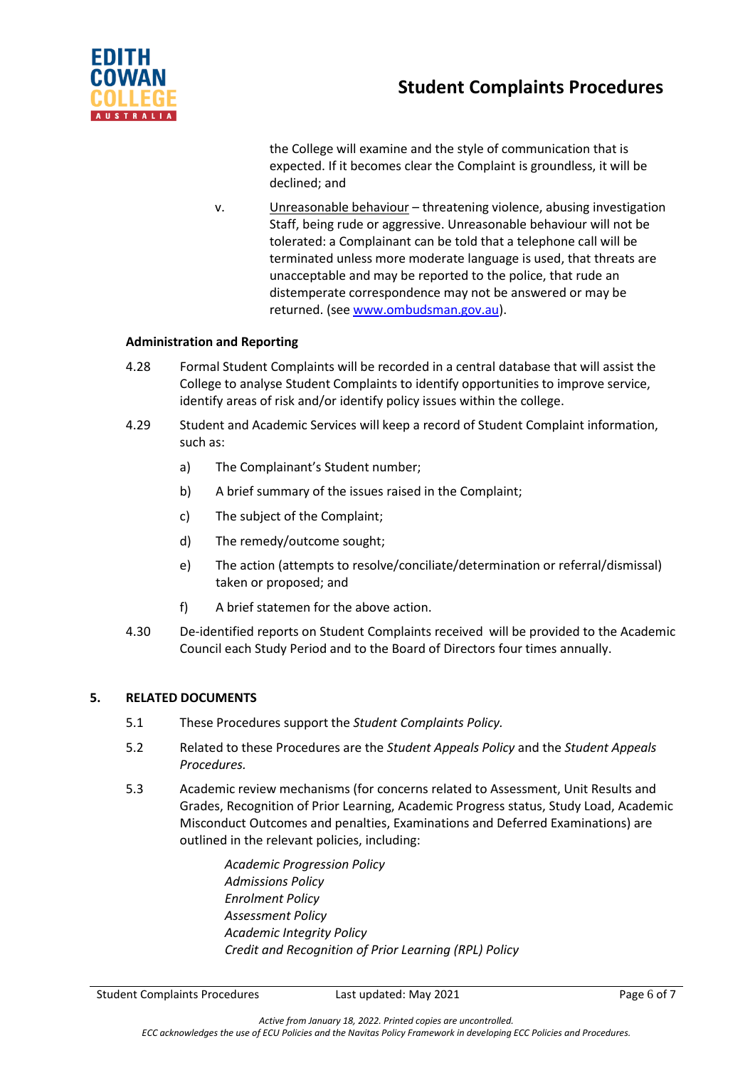the College will examine and the style of communication that is expected. If it becomes clear the Complaint is groundless, it will be declined; and

v. Unreasonable behaviour – threatening violence, abusing investigation Staff, being rude or aggressive. Unreasonable behaviour will not be tolerated: a Complainant can be told that a telephone call will be terminated unless more moderate language is used, that threats are unacceptable and may be reported to the police, that rude an distemperate correspondence may not be answered or may be returned. (see [www.ombudsman.gov.au](www.ombudsman.gov.au)).

**Administration and Reporting**

4.28 Formal Student Complaints will be recorded in a central database that will assist the College to analyse Student Complaints to identify opportunities to improve service, identify areas of risk and/or identify policy issues within the college.

4.29 Student and Academic Services will keep a record of Student Complaint information, such as:

a) The Complainant's Student number;

b) A brief summary of the issues raised in the Complaint;

c) The subject of the Complaint;

d) The remedy/outcome sought;

e) The action (attempts to resolve/conciliate/determination or referral/dismissal) taken or proposed; and

f) A brief statemen for the above action.

4.30 De-identified reports on Student Complaints received will be provided to the Academic Council each Study Period and to the Board of Directors four times annually.

## 5. RELATED DOCUMENTS

5.1 These Procedures support the *Student Complaints Policy.*

5.2 Related to these Procedures are the *Student Appeals Policy* and the *Student Appeals Procedures.*

5.3 Academic review mechanisms (for concerns related to Assessment, Unit Results and Grades, Recognition of Prior Learning, Academic Progress status, Study Load, Academic Misconduct Outcomes and penalties, Examinations and Deferred Examinations) are outlined in the relevant policies, including:

*Academic Progression Policy*
*Admissions Policy*
*Enrolment Policy*
*Assessment Policy*
*Academic Integrity Policy*
*Credit and Recognition of Prior Learning (RPL) Policy*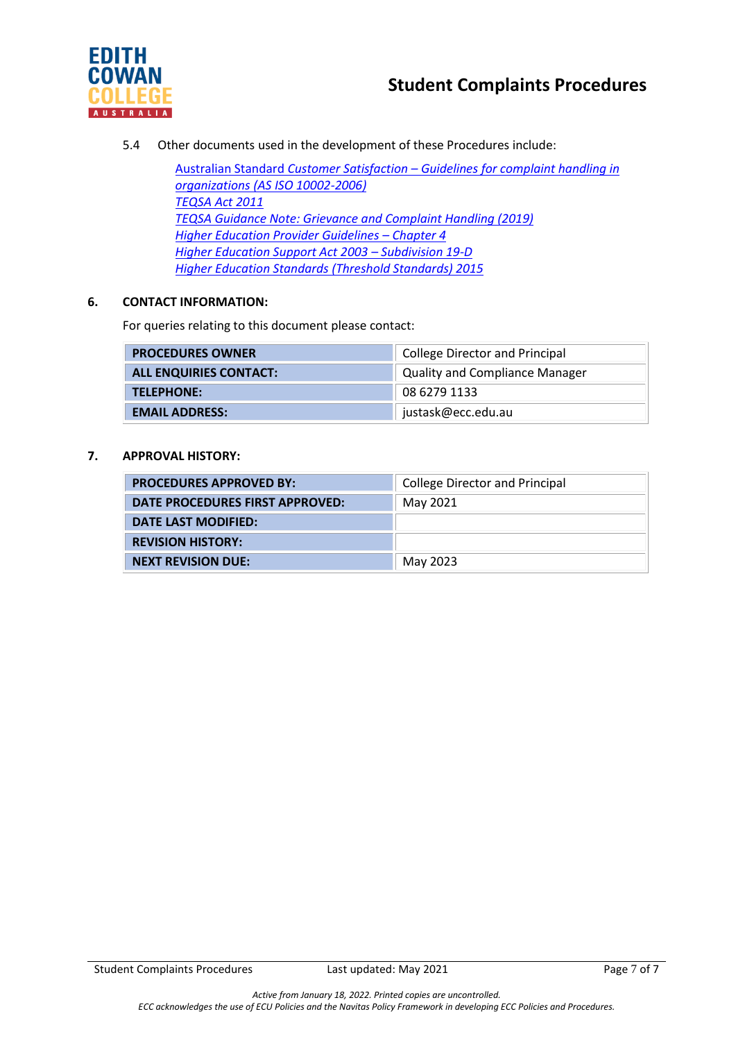5.4 Other documents used in the development of these Procedures include:

Australian Standard *Customer Satisfaction – Guidelines for complaint handling in organizations (AS ISO 10002-2006)*
*TEQSA Act 2011*
*TEQSA Guidance Note: Grievance and Complaint Handling (2019)*
*Higher Education Provider Guidelines – Chapter 4*
*Higher Education Support Act 2003 – Subdivision 19-D*
*Higher Education Standards (Threshold Standards) 2015*

## 6. CONTACT INFORMATION:

For queries relating to this document please contact:

| | |
|---|---|
| **PROCEDURES OWNER** | College Director and Principal |
| **ALL ENQUIRIES CONTACT:** | Quality and Compliance Manager |
| **TELEPHONE:** | 08 6279 1133 |
| **EMAIL ADDRESS:** | justask@ecc.edu.au |

## 7. APPROVAL HISTORY:

| | |
|---|---|
| **PROCEDURES APPROVED BY:** | College Director and Principal |
| **DATE PROCEDURES FIRST APPROVED:** | May 2021 |
| **DATE LAST MODIFIED:** | |
| **REVISION HISTORY:** | |
| **NEXT REVISION DUE:** | May 2023 |

*Active from January 18, 2022. Printed copies are uncontrolled.*
*ECC acknowledges the use of ECU Policies and the Navitas Policy Framework in developing ECC Policies and Procedures.*